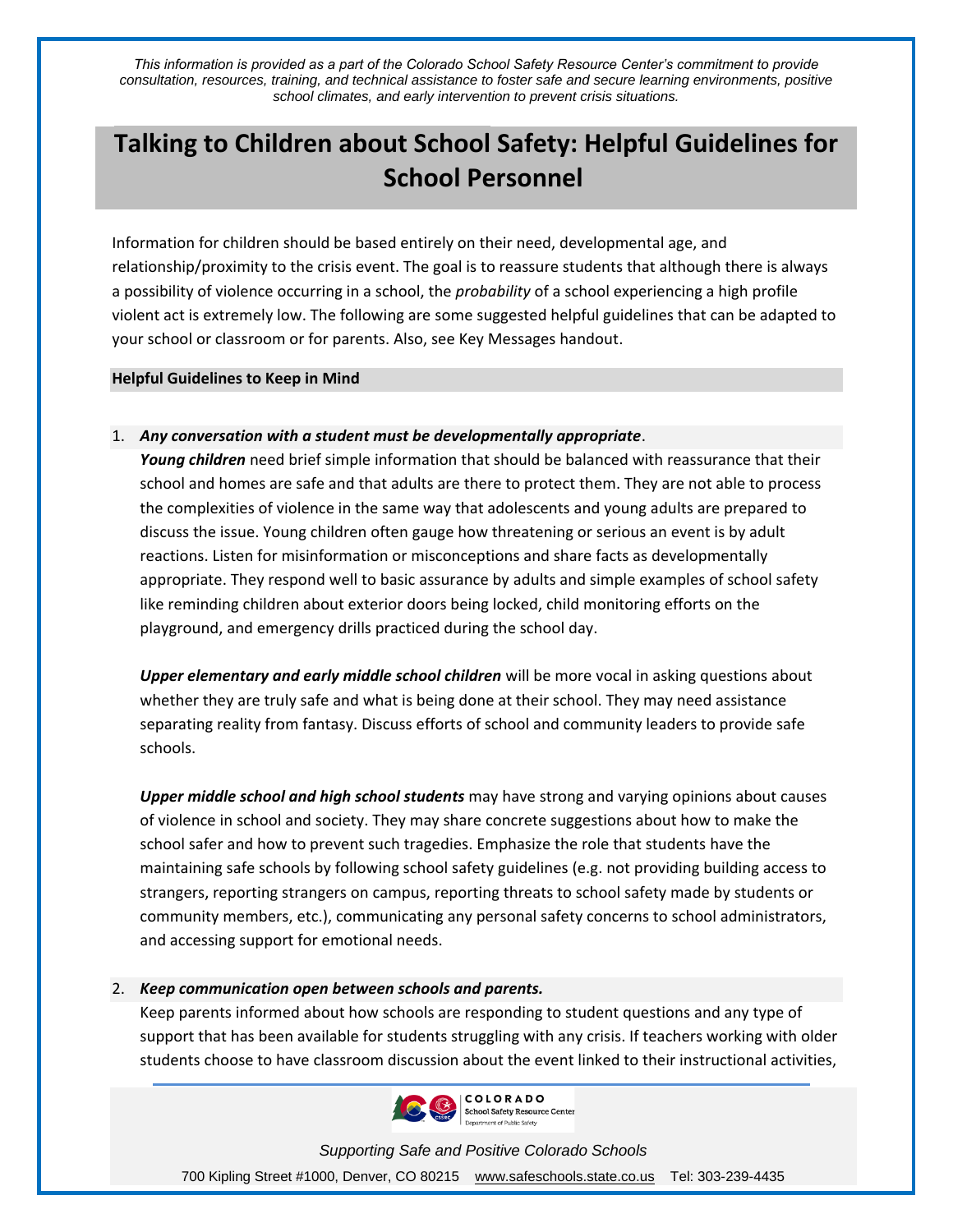*This information is provided as a part of the Colorado School Safety Resource Center's commitment to provide consultation, resources, training, and technical assistance to foster safe and secure learning environments, positive school climates, and early intervention to prevent crisis situations.*

# Talking to Children about School Safety: Helpful Guidelines for School Personnel

Information for children should be based entirely on their need, developmental age, and relationship/proximity to the crisis event. The goal is to reassure students that although there is always a possibility of violence occurring in a school, the *probability* of a school experiencing a high profile violent act is extremely low. The following are some suggested helpful guidelines that can be adapted to your school or classroom or for parents. Also, see Key Messages handout.

**Helpful Guidelines to Keep in Mind**

1. ***Any conversation with a student must be developmentally appropriate***.
   ***Young children*** need brief simple information that should be balanced with reassurance that their school and homes are safe and that adults are there to protect them. They are not able to process the complexities of violence in the same way that adolescents and young adults are prepared to discuss the issue. Young children often gauge how threatening or serious an event is by adult reactions. Listen for misinformation or misconceptions and share facts as developmentally appropriate. They respond well to basic assurance by adults and simple examples of school safety like reminding children about exterior doors being locked, child monitoring efforts on the playground, and emergency drills practiced during the school day.

   ***Upper elementary and early middle school children*** will be more vocal in asking questions about whether they are truly safe and what is being done at their school. They may need assistance separating reality from fantasy. Discuss efforts of school and community leaders to provide safe schools.

   ***Upper middle school and high school students*** may have strong and varying opinions about causes of violence in school and society. They may share concrete suggestions about how to make the school safer and how to prevent such tragedies. Emphasize the role that students have the maintaining safe schools by following school safety guidelines (e.g. not providing building access to strangers, reporting strangers on campus, reporting threats to school safety made by students or community members, etc.), communicating any personal safety concerns to school administrators, and accessing support for emotional needs.

2. ***Keep communication open between schools and parents.***
   Keep parents informed about how schools are responding to student questions and any type of support that has been available for students struggling with any crisis. If teachers working with older students choose to have classroom discussion about the event linked to their instructional activities,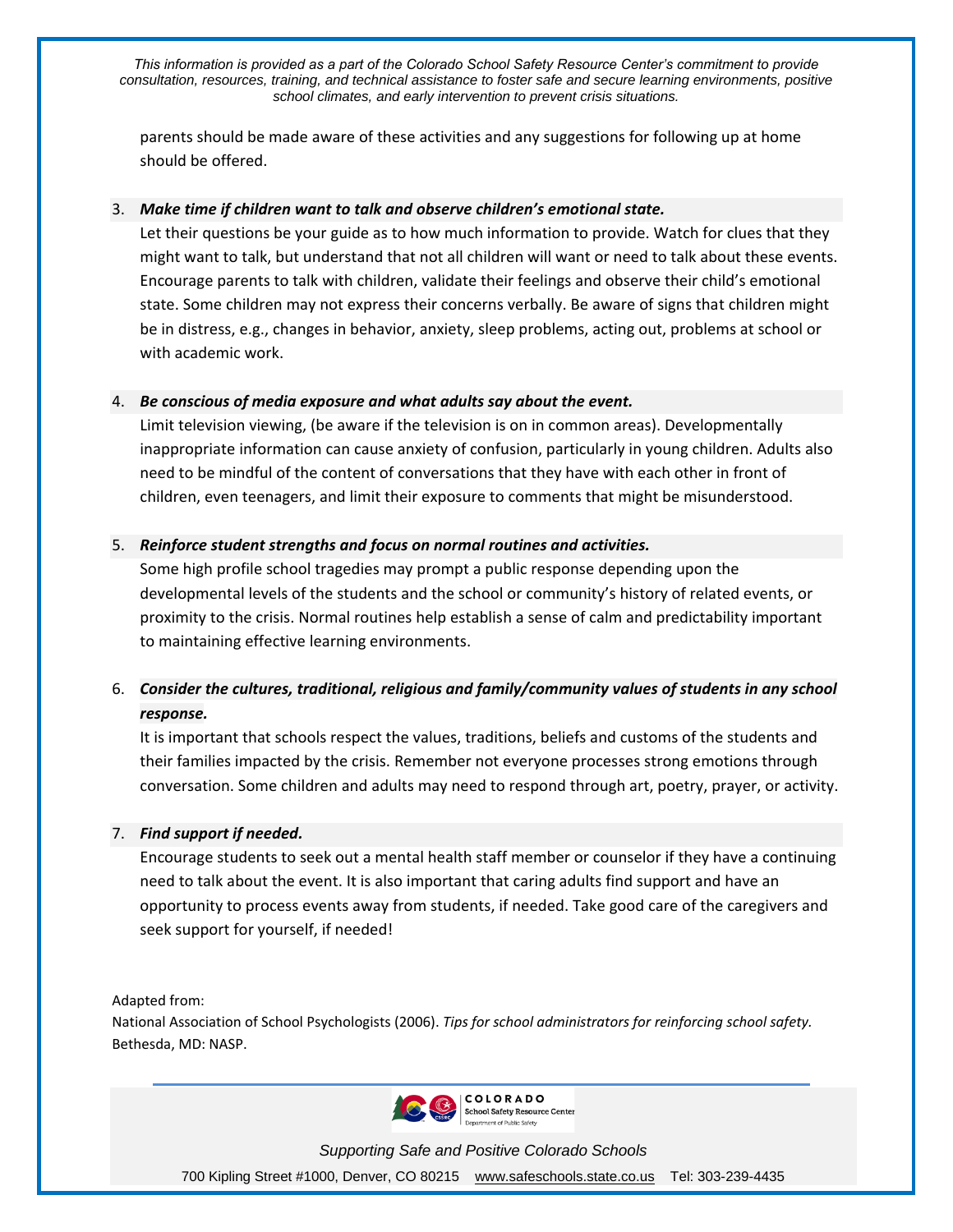parents should be made aware of these activities and any suggestions for following up at home should be offered.

3. ***Make time if children want to talk and observe children's emotional state.***
   Let their questions be your guide as to how much information to provide. Watch for clues that they might want to talk, but understand that not all children will want or need to talk about these events. Encourage parents to talk with children, validate their feelings and observe their child's emotional state. Some children may not express their concerns verbally. Be aware of signs that children might be in distress, e.g., changes in behavior, anxiety, sleep problems, acting out, problems at school or with academic work.

4. ***Be conscious of media exposure and what adults say about the event.***
   Limit television viewing, (be aware if the television is on in common areas). Developmentally inappropriate information can cause anxiety of confusion, particularly in young children. Adults also need to be mindful of the content of conversations that they have with each other in front of children, even teenagers, and limit their exposure to comments that might be misunderstood.

5. ***Reinforce student strengths and focus on normal routines and activities.***
   Some high profile school tragedies may prompt a public response depending upon the developmental levels of the students and the school or community's history of related events, or proximity to the crisis. Normal routines help establish a sense of calm and predictability important to maintaining effective learning environments.

6. ***Consider the cultures, traditional, religious and family/community values of students in any school response.***
   It is important that schools respect the values, traditions, beliefs and customs of the students and their families impacted by the crisis. Remember not everyone processes strong emotions through conversation. Some children and adults may need to respond through art, poetry, prayer, or activity.

7. ***Find support if needed.***
   Encourage students to seek out a mental health staff member or counselor if they have a continuing need to talk about the event. It is also important that caring adults find support and have an opportunity to process events away from students, if needed. Take good care of the caregivers and seek support for yourself, if needed!

Adapted from:
National Association of School Psychologists (2006). *Tips for school administrators for reinforcing school safety.* Bethesda, MD: NASP.

COLORADO School Safety Resource Center
Department of Public Safety

*Supporting Safe and Positive Colorado Schools*

700 Kipling Street #1000, Denver, CO 80215 www.safeschools.state.co.us Tel: 303-239-4435